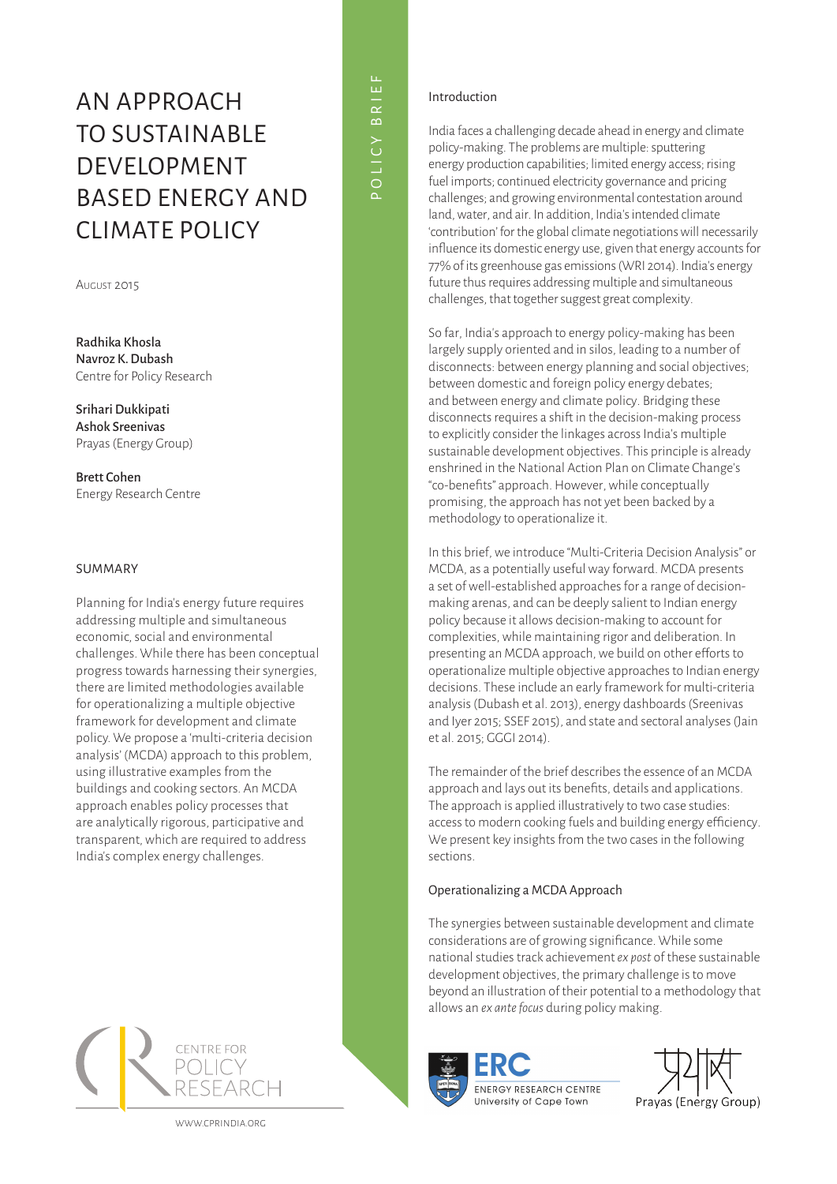# AN APPROACH TO SUSTAINABLE DEVELOPMENT BASED ENERGY AND CLIMATE POLICY

POLICY BRIEF

August 2015

**Radhika Khosla**
**Navroz K. Dubash**
Centre for Policy Research

**Srihari Dukkipati**
**Ashok Sreenivas**
Prayas (Energy Group)

**Brett Cohen**
Energy Research Centre

## SUMMARY

Planning for India's energy future requires addressing multiple and simultaneous economic, social and environmental challenges. While there has been conceptual progress towards harnessing their synergies, there are limited methodologies available for operationalizing a multiple objective framework for development and climate policy. We propose a 'multi-criteria decision analysis' (MCDA) approach to this problem, using illustrative examples from the buildings and cooking sectors. An MCDA approach enables policy processes that are analytically rigorous, participative and transparent, which are required to address India's complex energy challenges.

## Introduction

India faces a challenging decade ahead in energy and climate policy-making. The problems are multiple: sputtering energy production capabilities; limited energy access; rising fuel imports; continued electricity governance and pricing challenges; and growing environmental contestation around land, water, and air. In addition, India's intended climate 'contribution' for the global climate negotiations will necessarily influence its domestic energy use, given that energy accounts for 77% of its greenhouse gas emissions (WRI 2014). India's energy future thus requires addressing multiple and simultaneous challenges, that together suggest great complexity.

So far, India's approach to energy policy-making has been largely supply oriented and in silos, leading to a number of disconnects: between energy planning and social objectives; between domestic and foreign policy energy debates; and between energy and climate policy. Bridging these disconnects requires a shift in the decision-making process to explicitly consider the linkages across India's multiple sustainable development objectives. This principle is already enshrined in the National Action Plan on Climate Change's "co-benefits" approach. However, while conceptually promising, the approach has not yet been backed by a methodology to operationalize it.

In this brief, we introduce "Multi-Criteria Decision Analysis" or MCDA, as a potentially useful way forward. MCDA presents a set of well-established approaches for a range of decision-making arenas, and can be deeply salient to Indian energy policy because it allows decision-making to account for complexities, while maintaining rigor and deliberation. In presenting an MCDA approach, we build on other efforts to operationalize multiple objective approaches to Indian energy decisions. These include an early framework for multi-criteria analysis (Dubash et al. 2013), energy dashboards (Sreenivas and Iyer 2015; SSEF 2015), and state and sectoral analyses (Jain et al. 2015; GGGI 2014).

The remainder of the brief describes the essence of an MCDA approach and lays out its benefits, details and applications. The approach is applied illustratively to two case studies: access to modern cooking fuels and building energy efficiency. We present key insights from the two cases in the following sections.

## Operationalizing a MCDA Approach

The synergies between sustainable development and climate considerations are of growing significance. While some national studies track achievement *ex post* of these sustainable development objectives, the primary challenge is to move beyond an illustration of their potential to a methodology that allows an *ex ante focus* during policy making.

CENTRE FOR POLICY RESEARCH

WWW.CPRINDIA.ORG

ERC ENERGY RESEARCH CENTRE University of Cape Town

Prayas (Energy Group)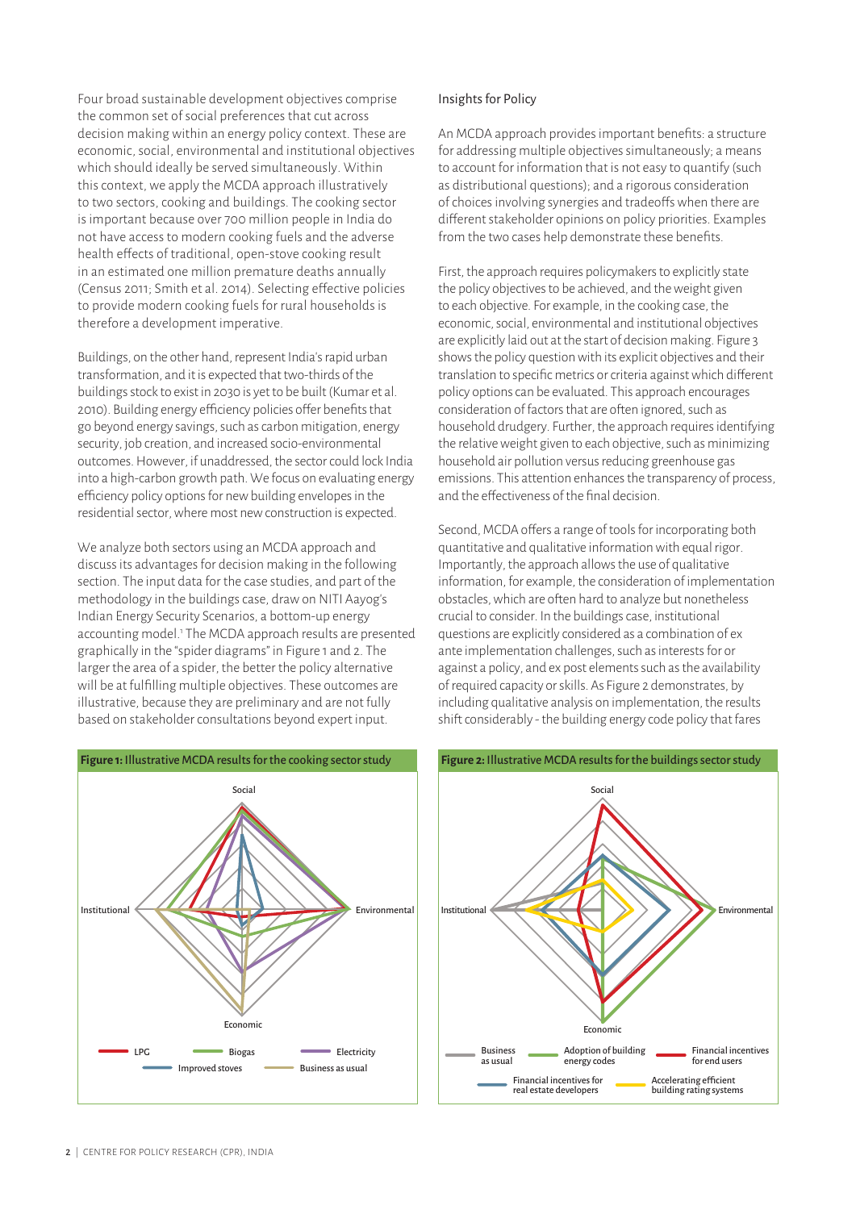Four broad sustainable development objectives comprise the common set of social preferences that cut across decision making within an energy policy context. These are economic, social, environmental and institutional objectives which should ideally be served simultaneously. Within this context, we apply the MCDA approach illustratively to two sectors, cooking and buildings. The cooking sector is important because over 700 million people in India do not have access to modern cooking fuels and the adverse health effects of traditional, open-stove cooking result in an estimated one million premature deaths annually (Census 2011; Smith et al. 2014). Selecting effective policies to provide modern cooking fuels for rural households is therefore a development imperative.

Buildings, on the other hand, represent India's rapid urban transformation, and it is expected that two-thirds of the buildings stock to exist in 2030 is yet to be built (Kumar et al. 2010). Building energy efficiency policies offer benefits that go beyond energy savings, such as carbon mitigation, energy security, job creation, and increased socio-environmental outcomes. However, if unaddressed, the sector could lock India into a high-carbon growth path. We focus on evaluating energy efficiency policy options for new building envelopes in the residential sector, where most new construction is expected.

We analyze both sectors using an MCDA approach and discuss its advantages for decision making in the following section. The input data for the case studies, and part of the methodology in the buildings case, draw on NITI Aayog's Indian Energy Security Scenarios, a bottom-up energy accounting model.[1] The MCDA approach results are presented graphically in the "spider diagrams" in Figure 1 and 2. The larger the area of a spider, the better the policy alternative will be at fulfilling multiple objectives. These outcomes are illustrative, because they are preliminary and are not fully based on stakeholder consultations beyond expert input.

## Insights for Policy

An MCDA approach provides important benefits: a structure for addressing multiple objectives simultaneously; a means to account for information that is not easy to quantify (such as distributional questions); and a rigorous consideration of choices involving synergies and tradeoffs when there are different stakeholder opinions on policy priorities. Examples from the two cases help demonstrate these benefits.

First, the approach requires policymakers to explicitly state the policy objectives to be achieved, and the weight given to each objective. For example, in the cooking case, the economic, social, environmental and institutional objectives are explicitly laid out at the start of decision making. Figure 3 shows the policy question with its explicit objectives and their translation to specific metrics or criteria against which different policy options can be evaluated. This approach encourages consideration of factors that are often ignored, such as household drudgery. Further, the approach requires identifying the relative weight given to each objective, such as minimizing household air pollution versus reducing greenhouse gas emissions. This attention enhances the transparency of process, and the effectiveness of the final decision.

Second, MCDA offers a range of tools for incorporating both quantitative and qualitative information with equal rigor. Importantly, the approach allows the use of qualitative information, for example, the consideration of implementation obstacles, which are often hard to analyze but nonetheless crucial to consider. In the buildings case, institutional questions are explicitly considered as a combination of ex ante implementation challenges, such as interests for or against a policy, and ex post elements such as the availability of required capacity or skills. As Figure 2 demonstrates, by including qualitative analysis on implementation, the results shift considerably - the building energy code policy that fares

**Figure 1:** Illustrative MCDA results for the cooking sector study

**Figure 2:** Illustrative MCDA results for the buildings sector study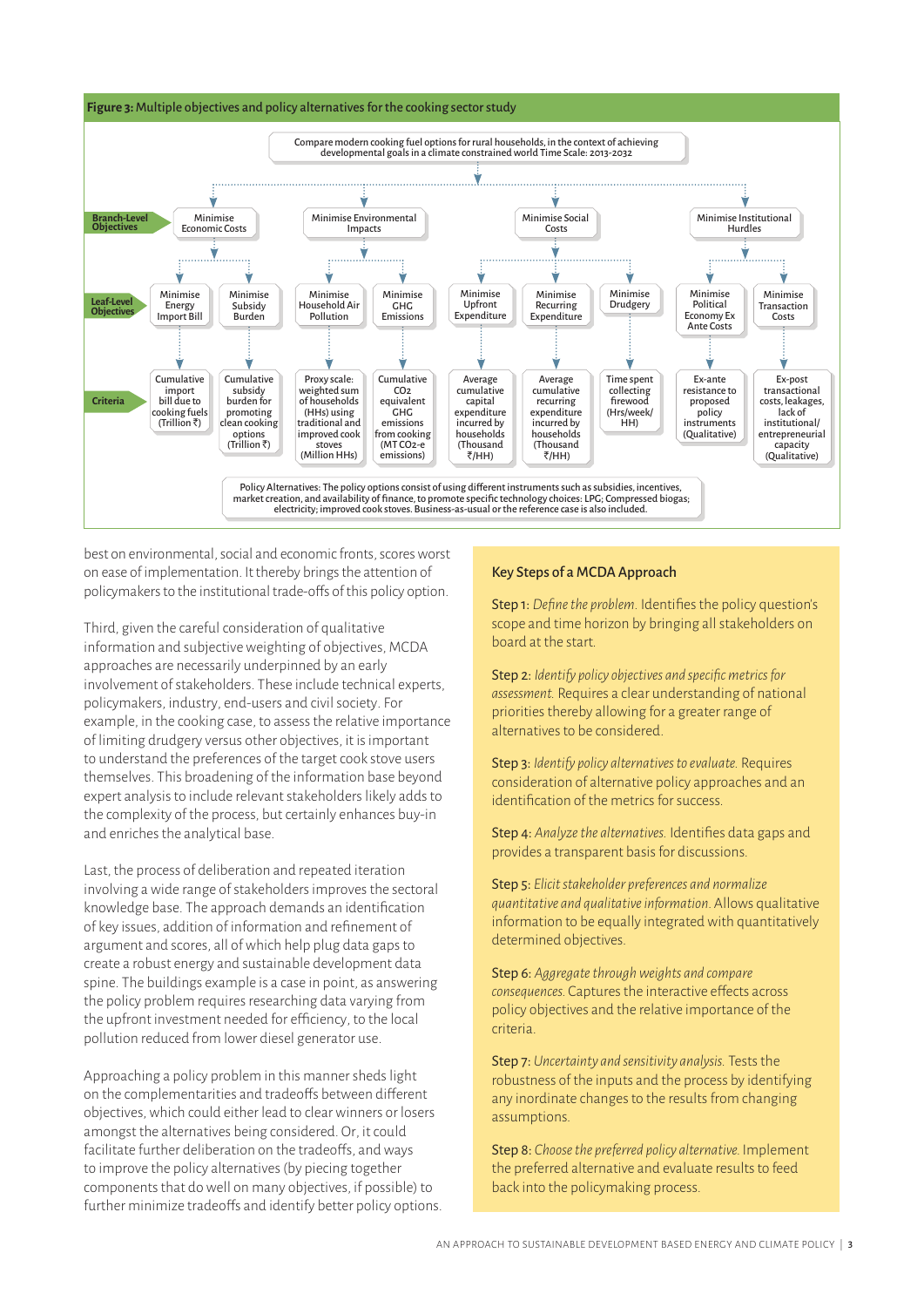**Figure 3:** Multiple objectives and policy alternatives for the cooking sector study

Compare modern cooking fuel options for rural households, in the context of achieving developmental goals in a climate constrained world Time Scale: 2013-2032

| | Minimise Economic Costs | | Minimise Environmental Impacts | | Minimise Social Costs | | | Minimise Institutional Hurdles | |
|---|---|---|---|---|---|---|---|---|---|
| **Branch-Level Objectives** | Minimise Economic Costs | | Minimise Environmental Impacts | | Minimise Social Costs | | | Minimise Institutional Hurdles | |
| **Leaf-Level Objectives** | Minimise Energy Import Bill | Minimise Subsidy Burden | Minimise Household Air Pollution | Minimise GHG Emissions | Minimise Upfront Expenditure | Minimise Recurring Expenditure | Minimise Drudgery | Minimise Political Economy Ex Ante Costs | Minimise Transaction Costs |
| **Criteria** | Cumulative import bill due to cooking fuels (Trillion ₹) | Cumulative subsidy burden for promoting clean cooking options (Trillion ₹) | Proxy scale: weighted sum of households (HHs) using traditional and improved cook stoves (Million HHs) | Cumulative $CO_2$ equivalent GHG emissions from cooking (MT $CO_2$-e emissions) | Average cumulative capital expenditure incurred by households (Thousand ₹/HH) | Average cumulative recurring expenditure incurred by households (Thousand ₹/HH) | Time spent collecting firewood (Hrs/week/HH) | Ex-ante resistance to proposed policy instruments (Qualitative) | Ex-post transactional costs, leakages, lack of institutional/entrepreneurial capacity (Qualitative) |

Policy Alternatives: The policy options consist of using different instruments such as subsidies, incentives, market creation, and availability of finance, to promote specific technology choices: LPG; Compressed biogas; electricity; improved cook stoves. Business-as-usual or the reference case is also included.

best on environmental, social and economic fronts, scores worst on ease of implementation. It thereby brings the attention of policymakers to the institutional trade-offs of this policy option.

Third, given the careful consideration of qualitative information and subjective weighting of objectives, MCDA approaches are necessarily underpinned by an early involvement of stakeholders. These include technical experts, policymakers, industry, end-users and civil society. For example, in the cooking case, to assess the relative importance of limiting drudgery versus other objectives, it is important to understand the preferences of the target cook stove users themselves. This broadening of the information base beyond expert analysis to include relevant stakeholders likely adds to the complexity of the process, but certainly enhances buy-in and enriches the analytical base.

Last, the process of deliberation and repeated iteration involving a wide range of stakeholders improves the sectoral knowledge base. The approach demands an identification of key issues, addition of information and refinement of argument and scores, all of which help plug data gaps to create a robust energy and sustainable development data spine. The buildings example is a case in point, as answering the policy problem requires researching data varying from the upfront investment needed for efficiency, to the local pollution reduced from lower diesel generator use.

Approaching a policy problem in this manner sheds light on the complementarities and tradeoffs between different objectives, which could either lead to clear winners or losers amongst the alternatives being considered. Or, it could facilitate further deliberation on the tradeoffs, and ways to improve the policy alternatives (by piecing together components that do well on many objectives, if possible) to further minimize tradeoffs and identify better policy options.

### Key Steps of a MCDA Approach

Step 1: *Define the problem.* Identifies the policy question's scope and time horizon by bringing all stakeholders on board at the start.

Step 2: *Identify policy objectives and specific metrics for assessment.* Requires a clear understanding of national priorities thereby allowing for a greater range of alternatives to be considered.

Step 3: *Identify policy alternatives to evaluate.* Requires consideration of alternative policy approaches and an identification of the metrics for success.

Step 4: *Analyze the alternatives.* Identifies data gaps and provides a transparent basis for discussions.

Step 5: *Elicit stakeholder preferences and normalize quantitative and qualitative information.* Allows qualitative information to be equally integrated with quantitatively determined objectives.

Step 6: *Aggregate through weights and compare consequences.* Captures the interactive effects across policy objectives and the relative importance of the criteria.

Step 7: *Uncertainty and sensitivity analysis.* Tests the robustness of the inputs and the process by identifying any inordinate changes to the results from changing assumptions.

Step 8: *Choose the preferred policy alternative.* Implement the preferred alternative and evaluate results to feed back into the policymaking process.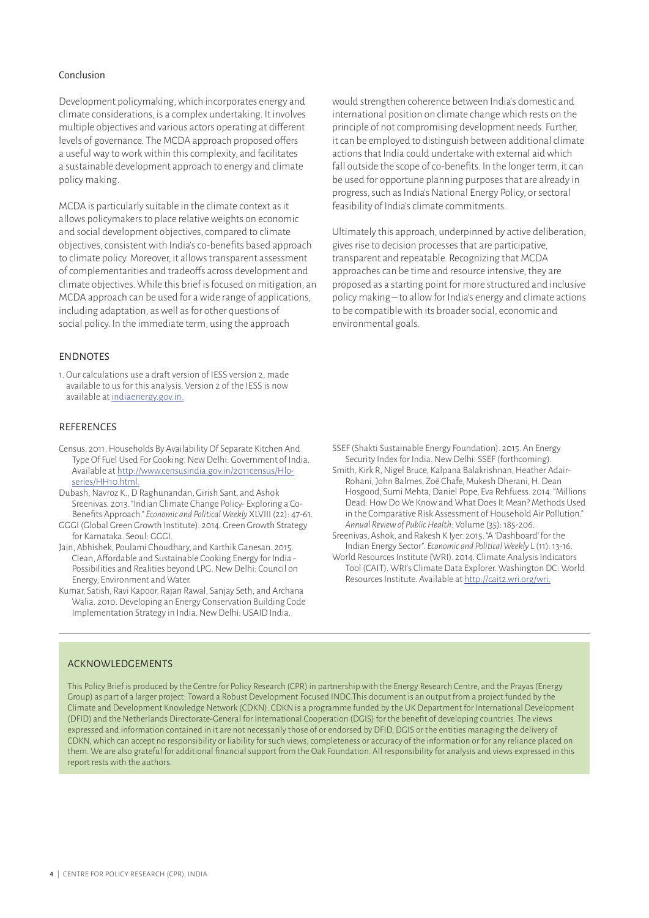## Conclusion

Development policymaking, which incorporates energy and climate considerations, is a complex undertaking. It involves multiple objectives and various actors operating at different levels of governance. The MCDA approach proposed offers a useful way to work within this complexity, and facilitates a sustainable development approach to energy and climate policy making.

MCDA is particularly suitable in the climate context as it allows policymakers to place relative weights on economic and social development objectives, compared to climate objectives, consistent with India's co-benefits based approach to climate policy. Moreover, it allows transparent assessment of complementarities and tradeoffs across development and climate objectives. While this brief is focused on mitigation, an MCDA approach can be used for a wide range of applications, including adaptation, as well as for other questions of social policy. In the immediate term, using the approach would strengthen coherence between India's domestic and international position on climate change which rests on the principle of not compromising development needs. Further, it can be employed to distinguish between additional climate actions that India could undertake with external aid which fall outside the scope of co-benefits. In the longer term, it can be used for opportune planning purposes that are already in progress, such as India's National Energy Policy, or sectoral feasibility of India's climate commitments.

Ultimately this approach, underpinned by active deliberation, gives rise to decision processes that are participative, transparent and repeatable. Recognizing that MCDA approaches can be time and resource intensive, they are proposed as a starting point for more structured and inclusive policy making – to allow for India's energy and climate actions to be compatible with its broader social, economic and environmental goals.

## ENDNOTES

1. Our calculations use a draft version of IESS version 2, made available to us for this analysis. Version 2 of the IESS is now available at indiaenergy.gov.in.

## REFERENCES

Census. 2011. Households By Availability Of Separate Kitchen And Type Of Fuel Used For Cooking. New Delhi: Government of India. Available at http://www.censusindia.gov.in/2011census/Hlo-series/HH10.html.

Dubash, Navroz K., D Raghunandan, Girish Sant, and Ashok Sreenivas. 2013. "Indian Climate Change Policy- Exploring a Co-Benefits Approach." *Economic and Political Weekly* XLVIII (22): 47-61.

GGGI (Global Green Growth Institute). 2014. Green Growth Strategy for Karnataka. Seoul: GGGI.

Jain, Abhishek, Poulami Choudhary, and Karthik Ganesan. 2015. Clean, Affordable and Sustainable Cooking Energy for India - Possibilities and Realities beyond LPG. New Delhi: Council on Energy, Environment and Water.

Kumar, Satish, Ravi Kapoor, Rajan Rawal, Sanjay Seth, and Archana Walia. 2010. Developing an Energy Conservation Building Code Implementation Strategy in India. New Delhi: USAID India.

SSEF (Shakti Sustainable Energy Foundation). 2015. An Energy Security Index for India. New Delhi: SSEF (forthcoming).

Smith, Kirk R, Nigel Bruce, Kalpana Balakrishnan, Heather Adair-Rohani, John Balmes, Zoë Chafe, Mukesh Dherani, H. Dean Hosgood, Sumi Mehta, Daniel Pope, Eva Rehfuess. 2014. "Millions Dead: How Do We Know and What Does It Mean? Methods Used in the Comparative Risk Assessment of Household Air Pollution." *Annual Review of Public Health*: Volume (35): 185-206.

Sreenivas, Ashok, and Rakesh K Iyer. 2015. "A 'Dashboard' for the Indian Energy Sector". *Economic and Political Weekly* L (11): 13-16.

World Resources Institute (WRI). 2014. Climate Analysis Indicators Tool (CAIT). WRI's Climate Data Explorer. Washington DC: World Resources Institute. Available at http://cait2.wri.org/wri.

## ACKNOWLEDGEMENTS

This Policy Brief is produced by the Centre for Policy Research (CPR) in partnership with the Energy Research Centre, and the Prayas (Energy Group) as part of a larger project: Toward a Robust Development Focused INDC.This document is an output from a project funded by the Climate and Development Knowledge Network (CDKN). CDKN is a programme funded by the UK Department for International Development (DFID) and the Netherlands Directorate-General for International Cooperation (DGIS) for the benefit of developing countries. The views expressed and information contained in it are not necessarily those of or endorsed by DFID, DGIS or the entities managing the delivery of CDKN, which can accept no responsibility or liability for such views, completeness or accuracy of the information or for any reliance placed on them. We are also grateful for additional financial support from the Oak Foundation. All responsibility for analysis and views expressed in this report rests with the authors.